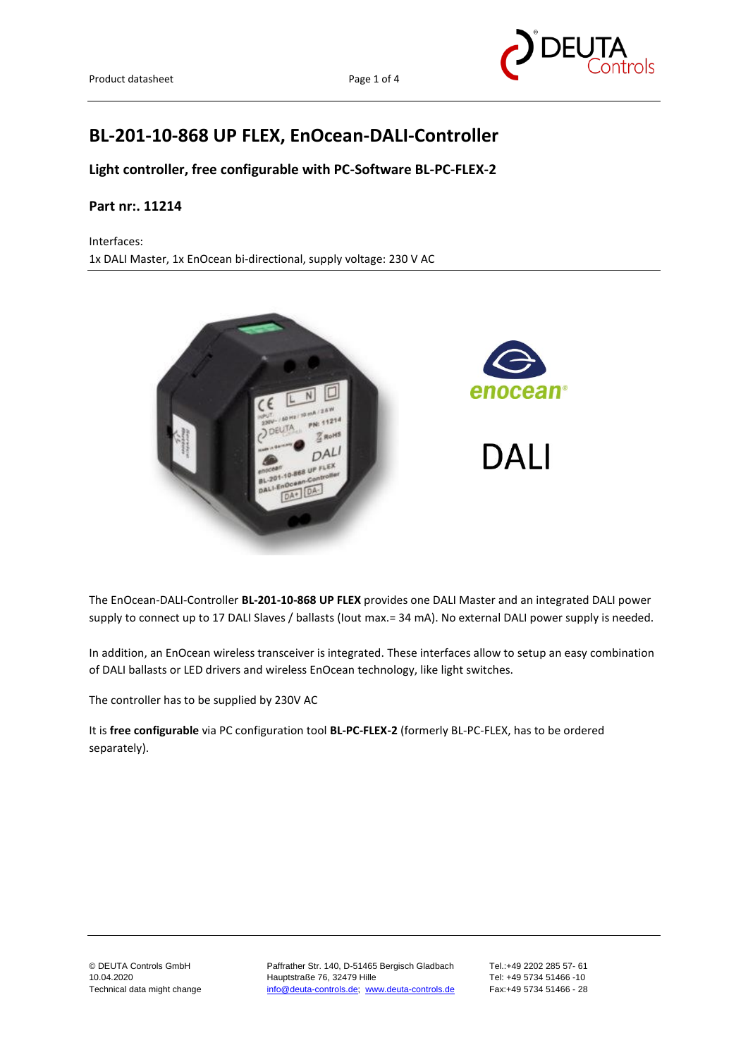# BL-201-10-868 UP FLEX, EnOcean-DALI-Controller

## Light controller, free configurable with PC-Software BL-PC-FLEX-2

### Part nr:. 11214

Interfaces:
1x DALI Master, 1x EnOcean bi-directional, supply voltage: 230 V AC

The EnOcean-DALI-Controller **BL-201-10-868 UP FLEX** provides one DALI Master and an integrated DALI power supply to connect up to 17 DALI Slaves / ballasts (Iout max.= 34 mA). No external DALI power supply is needed.

In addition, an EnOcean wireless transceiver is integrated. These interfaces allow to setup an easy combination of DALI ballasts or LED drivers and wireless EnOcean technology, like light switches.

The controller has to be supplied by 230V AC

It is **free configurable** via PC configuration tool **BL-PC-FLEX-2** (formerly BL-PC-FLEX, has to be ordered separately).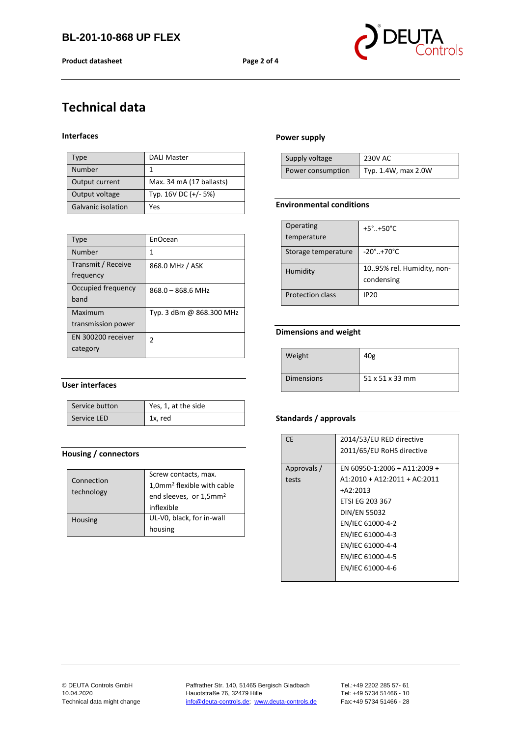# Technical data

### Interfaces

| Type | DALI Master |
|---|---|
| Number | 1 |
| Output current | Max. 34 mA (17 ballasts) |
| Output voltage | Typ. 16V DC (+/- 5%) |
| Galvanic isolation | Yes |

| Type | EnOcean |
|---|---|
| Number | 1 |
| Transmit / Receive frequency | 868.0 MHz / ASK |
| Occupied frequency band | 868.0 – 868.6 MHz |
| Maximum transmission power | Typ. 3 dBm @ 868.300 MHz |
| EN 300200 receiver category | 2 |

### User interfaces

| Service button | Yes, 1, at the side |
|---|---|
| Service LED | 1x, red |

### Housing / connectors

| Connection technology | Screw contacts, max. 1,0mm² flexible with cable end sleeves, or 1,5mm² inflexible |
|---|---|
| Housing | UL-V0, black, for in-wall housing |

### Power supply

| Supply voltage | 230V AC |
|---|---|
| Power consumption | Typ. 1.4W, max 2.0W |

### Environmental conditions

| Operating temperature | +5°..+50°C |
|---|---|
| Storage temperature | -20°..+70°C |
| Humidity | 10..95% rel. Humidity, non-condensing |
| Protection class | IP20 |

### Dimensions and weight

| Weight | 40g |
|---|---|
| Dimensions | 51 x 51 x 33 mm |

### Standards / approvals

| CE | 2014/53/EU RED directive<br>2011/65/EU RoHS directive |
|---|---|
| Approvals / tests | EN 60950-1:2006 + A11:2009 + A1:2010 + A12:2011 + AC:2011 +A2:2013<br>ETSI EG 203 367<br>DIN/EN 55032<br>EN/IEC 61000-4-2<br>EN/IEC 61000-4-3<br>EN/IEC 61000-4-4<br>EN/IEC 61000-4-5<br>EN/IEC 61000-4-6 |

© DEUTA Controls GmbH
10.04.2020
Technical data might change

Paffrather Str. 140, 51465 Bergisch Gladbach
Hauotstraße 76, 32479 Hille
info@deuta-controls.de; www.deuta-controls.de

Tel.:+49 2202 285 57- 61
Tel: +49 5734 51466 - 10
Fax:+49 5734 51466 - 28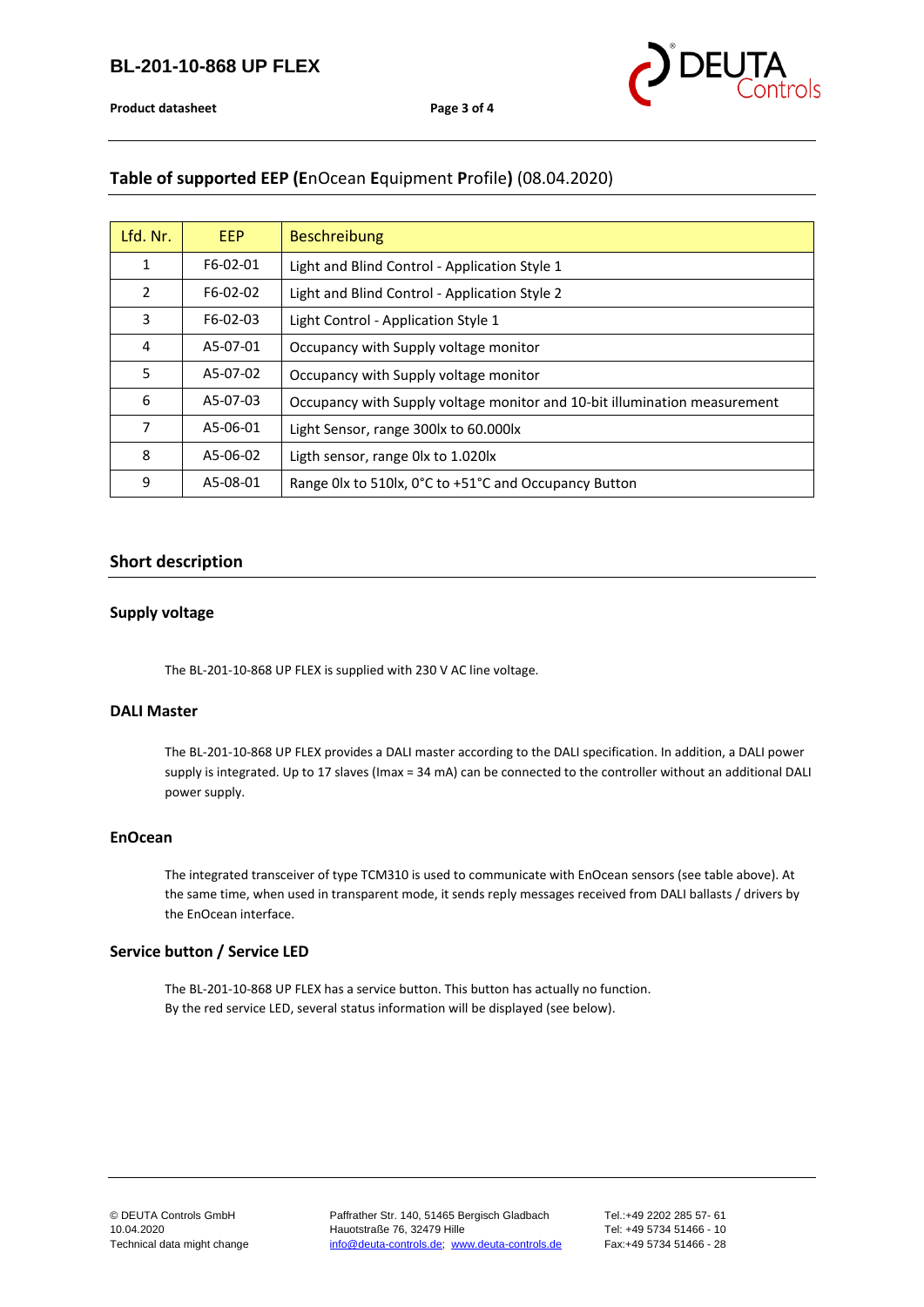## Table of supported EEP (EnOcean Equipment Profile) (08.04.2020)

| Lfd. Nr. | EEP | Beschreibung |
|---|---|---|
| 1 | F6-02-01 | Light and Blind Control - Application Style 1 |
| 2 | F6-02-02 | Light and Blind Control - Application Style 2 |
| 3 | F6-02-03 | Light Control - Application Style 1 |
| 4 | A5-07-01 | Occupancy with Supply voltage monitor |
| 5 | A5-07-02 | Occupancy with Supply voltage monitor |
| 6 | A5-07-03 | Occupancy with Supply voltage monitor and 10-bit illumination measurement |
| 7 | A5-06-01 | Light Sensor, range 300lx to 60.000lx |
| 8 | A5-06-02 | Ligth sensor, range 0lx to 1.020lx |
| 9 | A5-08-01 | Range 0lx to 510lx, 0°C to +51°C and Occupancy Button |

## Short description

### Supply voltage

The BL-201-10-868 UP FLEX is supplied with 230 V AC line voltage.

### DALI Master

The BL-201-10-868 UP FLEX provides a DALI master according to the DALI specification. In addition, a DALI power supply is integrated. Up to 17 slaves (Imax = 34 mA) can be connected to the controller without an additional DALI power supply.

### EnOcean

The integrated transceiver of type TCM310 is used to communicate with EnOcean sensors (see table above). At the same time, when used in transparent mode, it sends reply messages received from DALI ballasts / drivers by the EnOcean interface.

### Service button / Service LED

The BL-201-10-868 UP FLEX has a service button. This button has actually no function.
By the red service LED, several status information will be displayed (see below).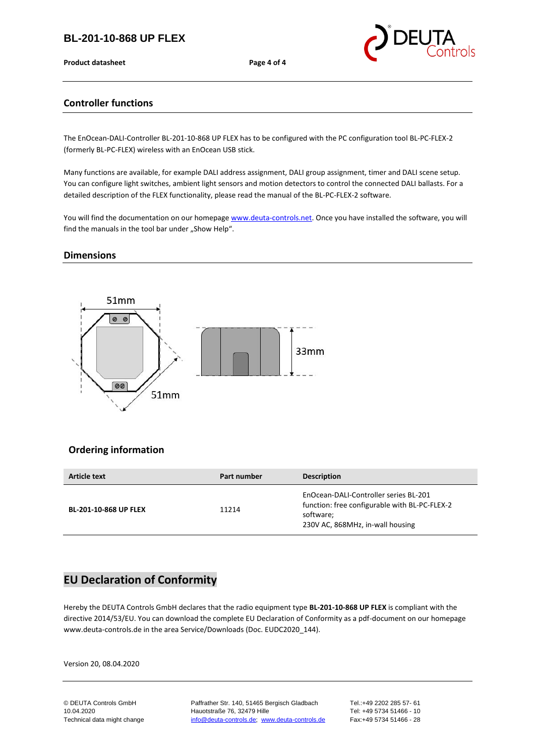## Controller functions

The EnOcean-DALI-Controller BL-201-10-868 UP FLEX has to be configured with the PC configuration tool BL-PC-FLEX-2 (formerly BL-PC-FLEX) wireless with an EnOcean USB stick.

Many functions are available, for example DALI address assignment, DALI group assignment, timer and DALI scene setup. You can configure light switches, ambient light sensors and motion detectors to control the connected DALI ballasts. For a detailed description of the FLEX functionality, please read the manual of the BL-PC-FLEX-2 software.

You will find the documentation on our homepage www.deuta-controls.net. Once you have installed the software, you will find the manuals in the tool bar under „Show Help".

## Dimensions

51mm

51mm

33mm

## Ordering information

| Article text | Part number | Description |
|---|---|---|
| **BL-201-10-868 UP FLEX** | 11214 | EnOcean-DALI-Controller series BL-201<br>function: free configurable with BL-PC-FLEX-2 software;<br>230V AC, 868MHz, in-wall housing |

## EU Declaration of Conformity

Hereby the DEUTA Controls GmbH declares that the radio equipment type **BL-201-10-868 UP FLEX** is compliant with the directive 2014/53/EU. You can download the complete EU Declaration of Conformity as a pdf-document on our homepage www.deuta-controls.de in the area Service/Downloads (Doc. EUDC2020_144).

Version 20, 08.04.2020

© DEUTA Controls GmbH
10.04.2020
Technical data might change

Paffrather Str. 140, 51465 Bergisch Gladbach
Hauotstraße 76, 32479 Hille
info@deuta-controls.de; www.deuta-controls.de

Tel.:+49 2202 285 57- 61
Tel: +49 5734 51466 - 10
Fax:+49 5734 51466 - 28